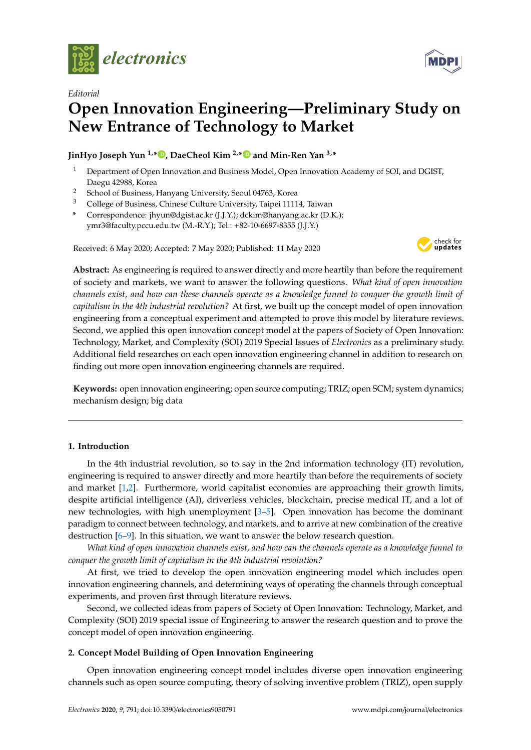*Editorial*

# Open Innovation Engineering—Preliminary Study on New Entrance of Technology to Market

**JinHyo Joseph Yun [1,*], DaeCheol Kim [2,*] and Min-Ren Yan [3,*]**

[1] Department of Open Innovation and Business Model, Open Innovation Academy of SOI, and DGIST, Daegu 42988, Korea

[2] School of Business, Hanyang University, Seoul 04763, Korea

[3] College of Business, Chinese Culture University, Taipei 11114, Taiwan

[*] Correspondence: jhyun@dgist.ac.kr (J.J.Y.); dckim@hanyang.ac.kr (D.K.); ymr3@faculty.pccu.edu.tw (M.-R.Y.); Tel.: +82-10-6697-8355 (J.J.Y.)

Received: 6 May 2020; Accepted: 7 May 2020; Published: 11 May 2020

**Abstract:** As engineering is required to answer directly and more heartily than before the requirement of society and markets, we want to answer the following questions. *What kind of open innovation channels exist, and how can these channels operate as a knowledge funnel to conquer the growth limit of capitalism in the 4th industrial revolution?* At first, we built up the concept model of open innovation engineering from a conceptual experiment and attempted to prove this model by literature reviews. Second, we applied this open innovation concept model at the papers of Society of Open Innovation: Technology, Market, and Complexity (SOI) 2019 Special Issues of *Electronics* as a preliminary study. Additional field researches on each open innovation engineering channel in addition to research on finding out more open innovation engineering channels are required.

**Keywords:** open innovation engineering; open source computing; TRIZ; open SCM; system dynamics; mechanism design; big data

## 1. Introduction

In the 4th industrial revolution, so to say in the 2nd information technology (IT) revolution, engineering is required to answer directly and more heartily than before the requirements of society and market [1,2]. Furthermore, world capitalist economies are approaching their growth limits, despite artificial intelligence (AI), driverless vehicles, blockchain, precise medical IT, and a lot of new technologies, with high unemployment [3–5]. Open innovation has become the dominant paradigm to connect between technology, and markets, and to arrive at new combination of the creative destruction [6–9]. In this situation, we want to answer the below research question.

*What kind of open innovation channels exist, and how can the channels operate as a knowledge funnel to conquer the growth limit of capitalism in the 4th industrial revolution?*

At first, we tried to develop the open innovation engineering model which includes open innovation engineering channels, and determining ways of operating the channels through conceptual experiments, and proven first through literature reviews.

Second, we collected ideas from papers of Society of Open Innovation: Technology, Market, and Complexity (SOI) 2019 special issue of Engineering to answer the research question and to prove the concept model of open innovation engineering.

## 2. Concept Model Building of Open Innovation Engineering

Open innovation engineering concept model includes diverse open innovation engineering channels such as open source computing, theory of solving inventive problem (TRIZ), open supply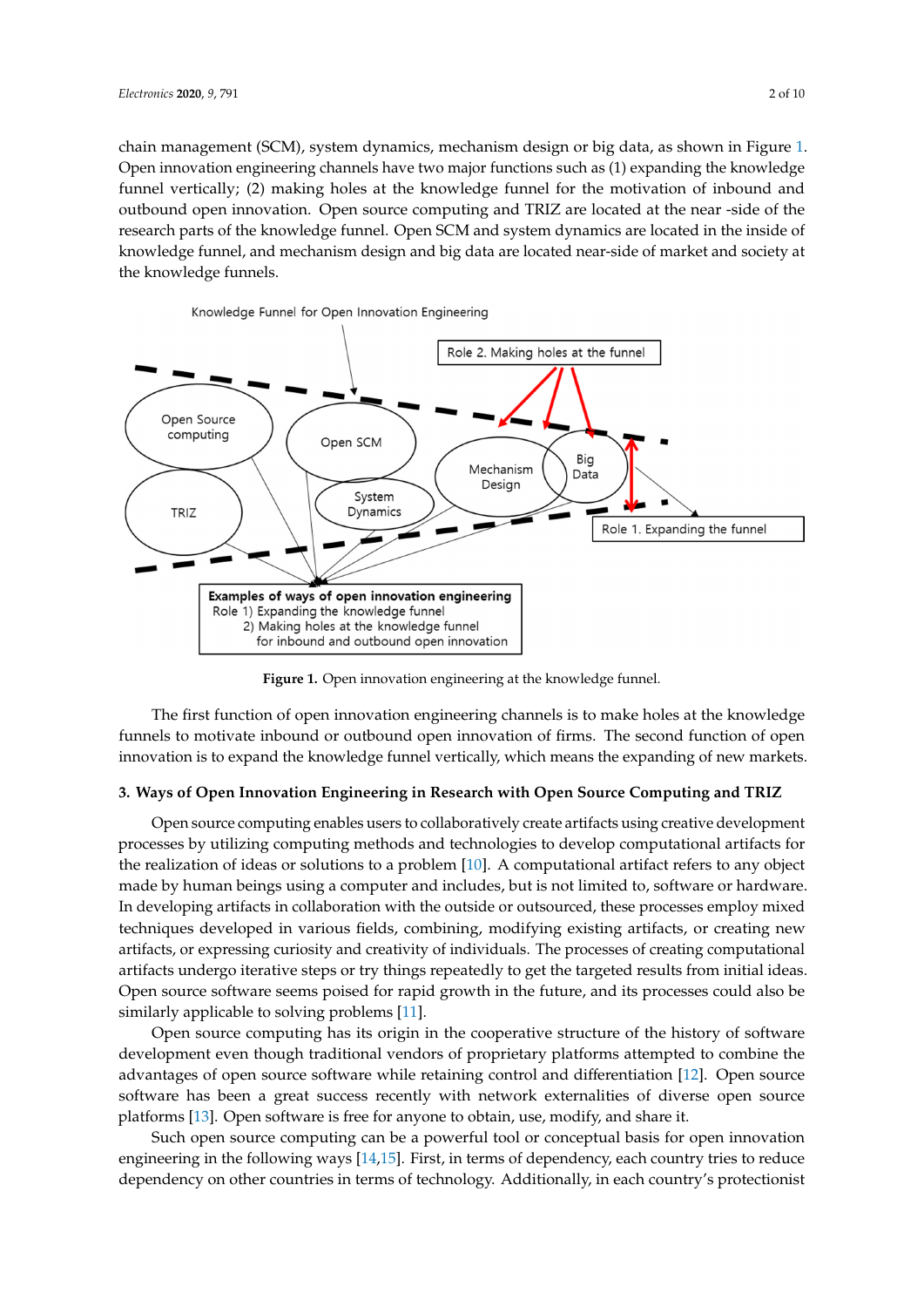chain management (SCM), system dynamics, mechanism design or big data, as shown in Figure 1. Open innovation engineering channels have two major functions such as (1) expanding the knowledge funnel vertically; (2) making holes at the knowledge funnel for the motivation of inbound and outbound open innovation. Open source computing and TRIZ are located at the near -side of the research parts of the knowledge funnel. Open SCM and system dynamics are located in the inside of knowledge funnel, and mechanism design and big data are located near-side of market and society at the knowledge funnels.

**Figure 1.** Open innovation engineering at the knowledge funnel.

The first function of open innovation engineering channels is to make holes at the knowledge funnels to motivate inbound or outbound open innovation of firms. The second function of open innovation is to expand the knowledge funnel vertically, which means the expanding of new markets.

## 3. Ways of Open Innovation Engineering in Research with Open Source Computing and TRIZ

Open source computing enables users to collaboratively create artifacts using creative development processes by utilizing computing methods and technologies to develop computational artifacts for the realization of ideas or solutions to a problem [10]. A computational artifact refers to any object made by human beings using a computer and includes, but is not limited to, software or hardware. In developing artifacts in collaboration with the outside or outsourced, these processes employ mixed techniques developed in various fields, combining, modifying existing artifacts, or creating new artifacts, or expressing curiosity and creativity of individuals. The processes of creating computational artifacts undergo iterative steps or try things repeatedly to get the targeted results from initial ideas. Open source software seems poised for rapid growth in the future, and its processes could also be similarly applicable to solving problems [11].

Open source computing has its origin in the cooperative structure of the history of software development even though traditional vendors of proprietary platforms attempted to combine the advantages of open source software while retaining control and differentiation [12]. Open source software has been a great success recently with network externalities of diverse open source platforms [13]. Open software is free for anyone to obtain, use, modify, and share it.

Such open source computing can be a powerful tool or conceptual basis for open innovation engineering in the following ways [14,15]. First, in terms of dependency, each country tries to reduce dependency on other countries in terms of technology. Additionally, in each country's protectionist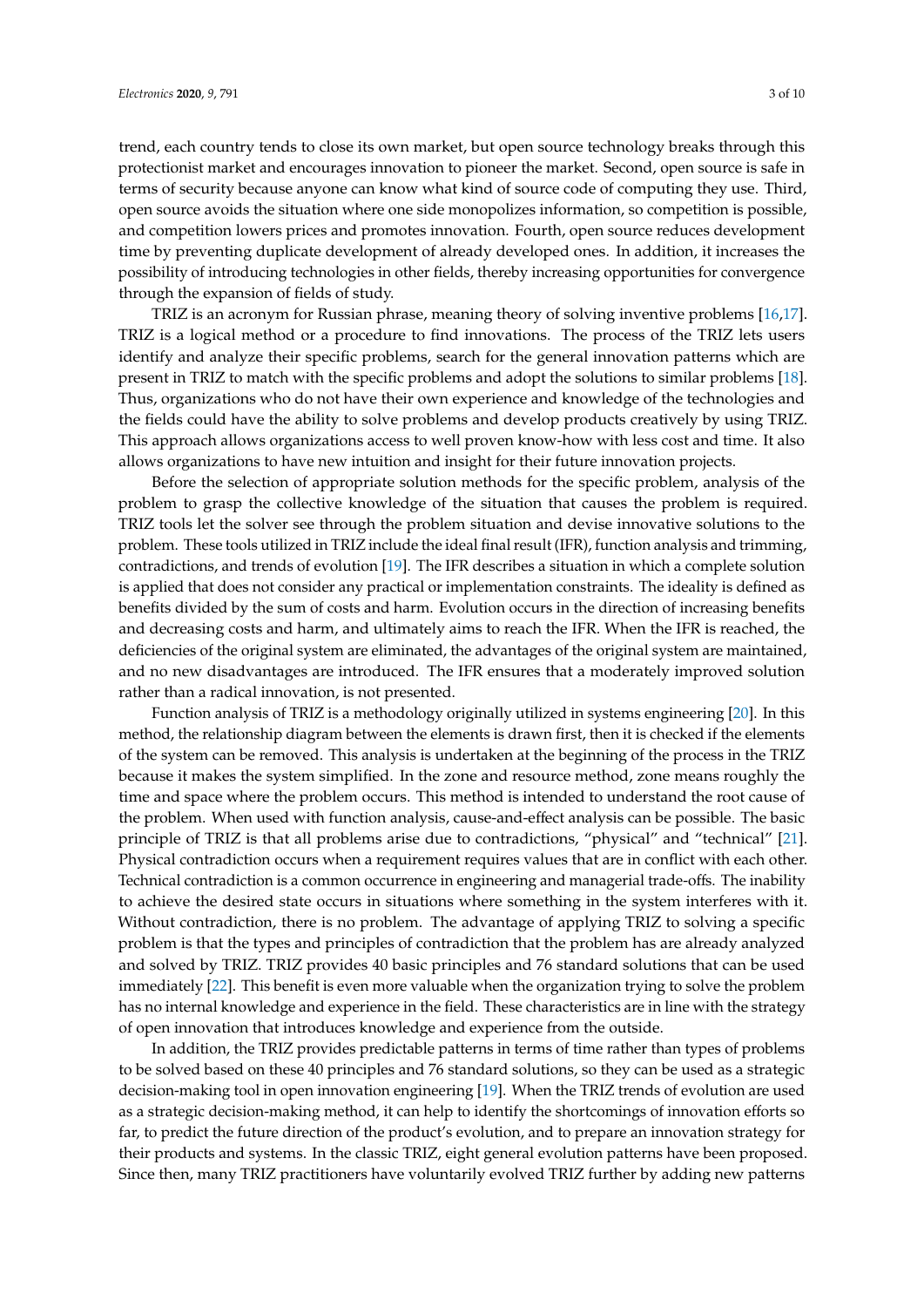trend, each country tends to close its own market, but open source technology breaks through this protectionist market and encourages innovation to pioneer the market. Second, open source is safe in terms of security because anyone can know what kind of source code of computing they use. Third, open source avoids the situation where one side monopolizes information, so competition is possible, and competition lowers prices and promotes innovation. Fourth, open source reduces development time by preventing duplicate development of already developed ones. In addition, it increases the possibility of introducing technologies in other fields, thereby increasing opportunities for convergence through the expansion of fields of study.

TRIZ is an acronym for Russian phrase, meaning theory of solving inventive problems [16,17]. TRIZ is a logical method or a procedure to find innovations. The process of the TRIZ lets users identify and analyze their specific problems, search for the general innovation patterns which are present in TRIZ to match with the specific problems and adopt the solutions to similar problems [18]. Thus, organizations who do not have their own experience and knowledge of the technologies and the fields could have the ability to solve problems and develop products creatively by using TRIZ. This approach allows organizations access to well proven know-how with less cost and time. It also allows organizations to have new intuition and insight for their future innovation projects.

Before the selection of appropriate solution methods for the specific problem, analysis of the problem to grasp the collective knowledge of the situation that causes the problem is required. TRIZ tools let the solver see through the problem situation and devise innovative solutions to the problem. These tools utilized in TRIZ include the ideal final result (IFR), function analysis and trimming, contradictions, and trends of evolution [19]. The IFR describes a situation in which a complete solution is applied that does not consider any practical or implementation constraints. The ideality is defined as benefits divided by the sum of costs and harm. Evolution occurs in the direction of increasing benefits and decreasing costs and harm, and ultimately aims to reach the IFR. When the IFR is reached, the deficiencies of the original system are eliminated, the advantages of the original system are maintained, and no new disadvantages are introduced. The IFR ensures that a moderately improved solution rather than a radical innovation, is not presented.

Function analysis of TRIZ is a methodology originally utilized in systems engineering [20]. In this method, the relationship diagram between the elements is drawn first, then it is checked if the elements of the system can be removed. This analysis is undertaken at the beginning of the process in the TRIZ because it makes the system simplified. In the zone and resource method, zone means roughly the time and space where the problem occurs. This method is intended to understand the root cause of the problem. When used with function analysis, cause-and-effect analysis can be possible. The basic principle of TRIZ is that all problems arise due to contradictions, "physical" and "technical" [21]. Physical contradiction occurs when a requirement requires values that are in conflict with each other. Technical contradiction is a common occurrence in engineering and managerial trade-offs. The inability to achieve the desired state occurs in situations where something in the system interferes with it. Without contradiction, there is no problem. The advantage of applying TRIZ to solving a specific problem is that the types and principles of contradiction that the problem has are already analyzed and solved by TRIZ. TRIZ provides 40 basic principles and 76 standard solutions that can be used immediately [22]. This benefit is even more valuable when the organization trying to solve the problem has no internal knowledge and experience in the field. These characteristics are in line with the strategy of open innovation that introduces knowledge and experience from the outside.

In addition, the TRIZ provides predictable patterns in terms of time rather than types of problems to be solved based on these 40 principles and 76 standard solutions, so they can be used as a strategic decision-making tool in open innovation engineering [19]. When the TRIZ trends of evolution are used as a strategic decision-making method, it can help to identify the shortcomings of innovation efforts so far, to predict the future direction of the product's evolution, and to prepare an innovation strategy for their products and systems. In the classic TRIZ, eight general evolution patterns have been proposed. Since then, many TRIZ practitioners have voluntarily evolved TRIZ further by adding new patterns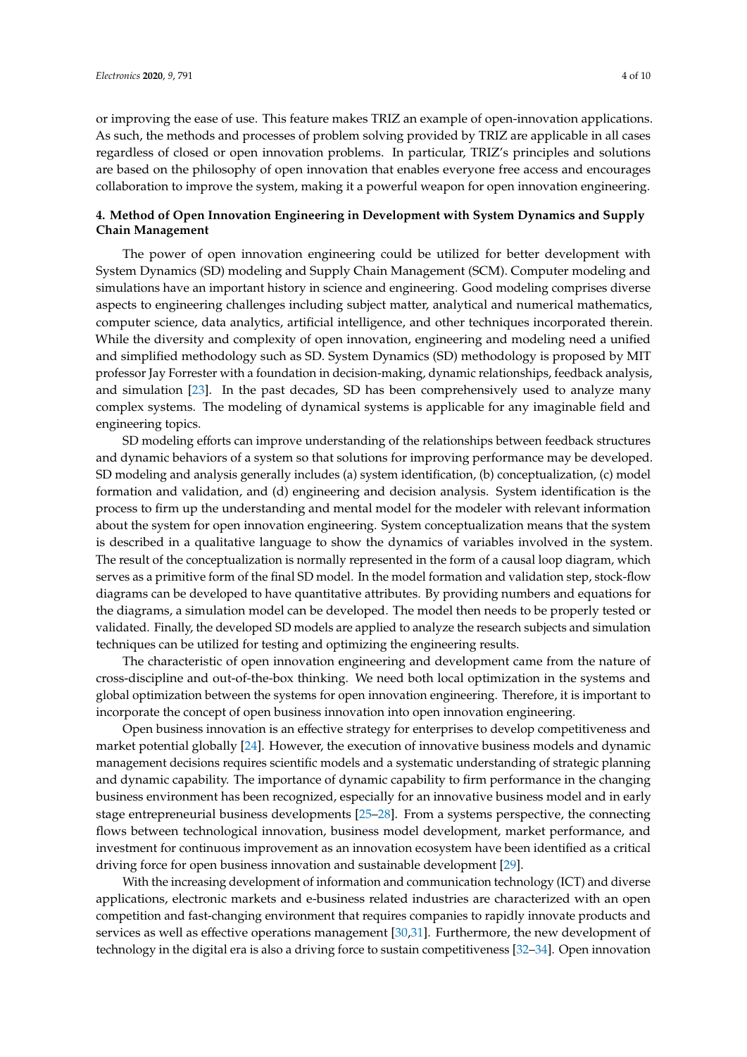or improving the ease of use. This feature makes TRIZ an example of open-innovation applications. As such, the methods and processes of problem solving provided by TRIZ are applicable in all cases regardless of closed or open innovation problems. In particular, TRIZ's principles and solutions are based on the philosophy of open innovation that enables everyone free access and encourages collaboration to improve the system, making it a powerful weapon for open innovation engineering.

## 4. Method of Open Innovation Engineering in Development with System Dynamics and Supply Chain Management

The power of open innovation engineering could be utilized for better development with System Dynamics (SD) modeling and Supply Chain Management (SCM). Computer modeling and simulations have an important history in science and engineering. Good modeling comprises diverse aspects to engineering challenges including subject matter, analytical and numerical mathematics, computer science, data analytics, artificial intelligence, and other techniques incorporated therein. While the diversity and complexity of open innovation, engineering and modeling need a unified and simplified methodology such as SD. System Dynamics (SD) methodology is proposed by MIT professor Jay Forrester with a foundation in decision-making, dynamic relationships, feedback analysis, and simulation [23]. In the past decades, SD has been comprehensively used to analyze many complex systems. The modeling of dynamical systems is applicable for any imaginable field and engineering topics.

SD modeling efforts can improve understanding of the relationships between feedback structures and dynamic behaviors of a system so that solutions for improving performance may be developed. SD modeling and analysis generally includes (a) system identification, (b) conceptualization, (c) model formation and validation, and (d) engineering and decision analysis. System identification is the process to firm up the understanding and mental model for the modeler with relevant information about the system for open innovation engineering. System conceptualization means that the system is described in a qualitative language to show the dynamics of variables involved in the system. The result of the conceptualization is normally represented in the form of a causal loop diagram, which serves as a primitive form of the final SD model. In the model formation and validation step, stock-flow diagrams can be developed to have quantitative attributes. By providing numbers and equations for the diagrams, a simulation model can be developed. The model then needs to be properly tested or validated. Finally, the developed SD models are applied to analyze the research subjects and simulation techniques can be utilized for testing and optimizing the engineering results.

The characteristic of open innovation engineering and development came from the nature of cross-discipline and out-of-the-box thinking. We need both local optimization in the systems and global optimization between the systems for open innovation engineering. Therefore, it is important to incorporate the concept of open business innovation into open innovation engineering.

Open business innovation is an effective strategy for enterprises to develop competitiveness and market potential globally [24]. However, the execution of innovative business models and dynamic management decisions requires scientific models and a systematic understanding of strategic planning and dynamic capability. The importance of dynamic capability to firm performance in the changing business environment has been recognized, especially for an innovative business model and in early stage entrepreneurial business developments [25–28]. From a systems perspective, the connecting flows between technological innovation, business model development, market performance, and investment for continuous improvement as an innovation ecosystem have been identified as a critical driving force for open business innovation and sustainable development [29].

With the increasing development of information and communication technology (ICT) and diverse applications, electronic markets and e-business related industries are characterized with an open competition and fast-changing environment that requires companies to rapidly innovate products and services as well as effective operations management [30,31]. Furthermore, the new development of technology in the digital era is also a driving force to sustain competitiveness [32–34]. Open innovation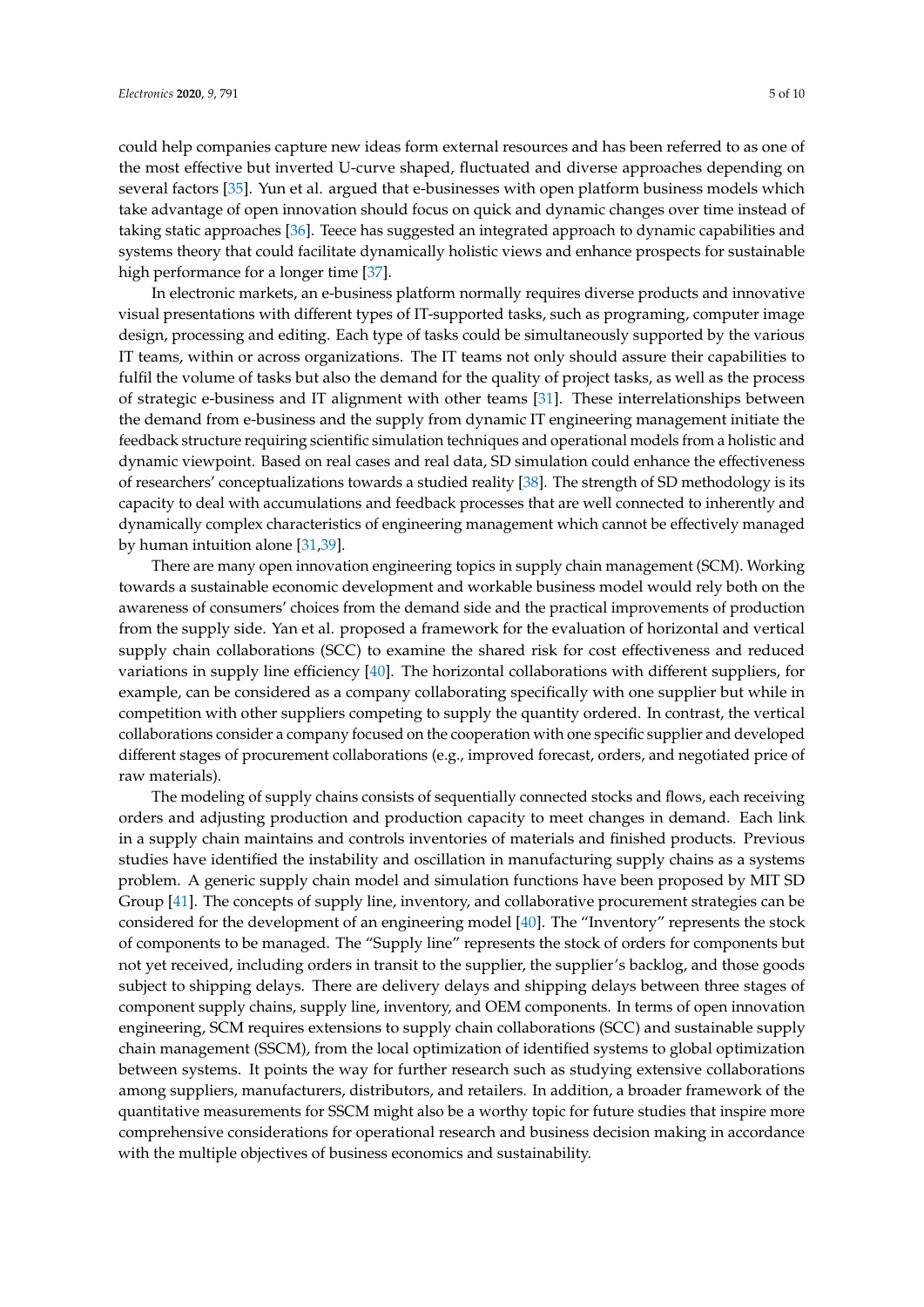could help companies capture new ideas form external resources and has been referred to as one of the most effective but inverted U-curve shaped, fluctuated and diverse approaches depending on several factors [35]. Yun et al. argued that e-businesses with open platform business models which take advantage of open innovation should focus on quick and dynamic changes over time instead of taking static approaches [36]. Teece has suggested an integrated approach to dynamic capabilities and systems theory that could facilitate dynamically holistic views and enhance prospects for sustainable high performance for a longer time [37].

In electronic markets, an e-business platform normally requires diverse products and innovative visual presentations with different types of IT-supported tasks, such as programing, computer image design, processing and editing. Each type of tasks could be simultaneously supported by the various IT teams, within or across organizations. The IT teams not only should assure their capabilities to fulfil the volume of tasks but also the demand for the quality of project tasks, as well as the process of strategic e-business and IT alignment with other teams [31]. These interrelationships between the demand from e-business and the supply from dynamic IT engineering management initiate the feedback structure requiring scientific simulation techniques and operational models from a holistic and dynamic viewpoint. Based on real cases and real data, SD simulation could enhance the effectiveness of researchers' conceptualizations towards a studied reality [38]. The strength of SD methodology is its capacity to deal with accumulations and feedback processes that are well connected to inherently and dynamically complex characteristics of engineering management which cannot be effectively managed by human intuition alone [31,39].

There are many open innovation engineering topics in supply chain management (SCM). Working towards a sustainable economic development and workable business model would rely both on the awareness of consumers' choices from the demand side and the practical improvements of production from the supply side. Yan et al. proposed a framework for the evaluation of horizontal and vertical supply chain collaborations (SCC) to examine the shared risk for cost effectiveness and reduced variations in supply line efficiency [40]. The horizontal collaborations with different suppliers, for example, can be considered as a company collaborating specifically with one supplier but while in competition with other suppliers competing to supply the quantity ordered. In contrast, the vertical collaborations consider a company focused on the cooperation with one specific supplier and developed different stages of procurement collaborations (e.g., improved forecast, orders, and negotiated price of raw materials).

The modeling of supply chains consists of sequentially connected stocks and flows, each receiving orders and adjusting production and production capacity to meet changes in demand. Each link in a supply chain maintains and controls inventories of materials and finished products. Previous studies have identified the instability and oscillation in manufacturing supply chains as a systems problem. A generic supply chain model and simulation functions have been proposed by MIT SD Group [41]. The concepts of supply line, inventory, and collaborative procurement strategies can be considered for the development of an engineering model [40]. The "Inventory" represents the stock of components to be managed. The "Supply line" represents the stock of orders for components but not yet received, including orders in transit to the supplier, the supplier's backlog, and those goods subject to shipping delays. There are delivery delays and shipping delays between three stages of component supply chains, supply line, inventory, and OEM components. In terms of open innovation engineering, SCM requires extensions to supply chain collaborations (SCC) and sustainable supply chain management (SSCM), from the local optimization of identified systems to global optimization between systems. It points the way for further research such as studying extensive collaborations among suppliers, manufacturers, distributors, and retailers. In addition, a broader framework of the quantitative measurements for SSCM might also be a worthy topic for future studies that inspire more comprehensive considerations for operational research and business decision making in accordance with the multiple objectives of business economics and sustainability.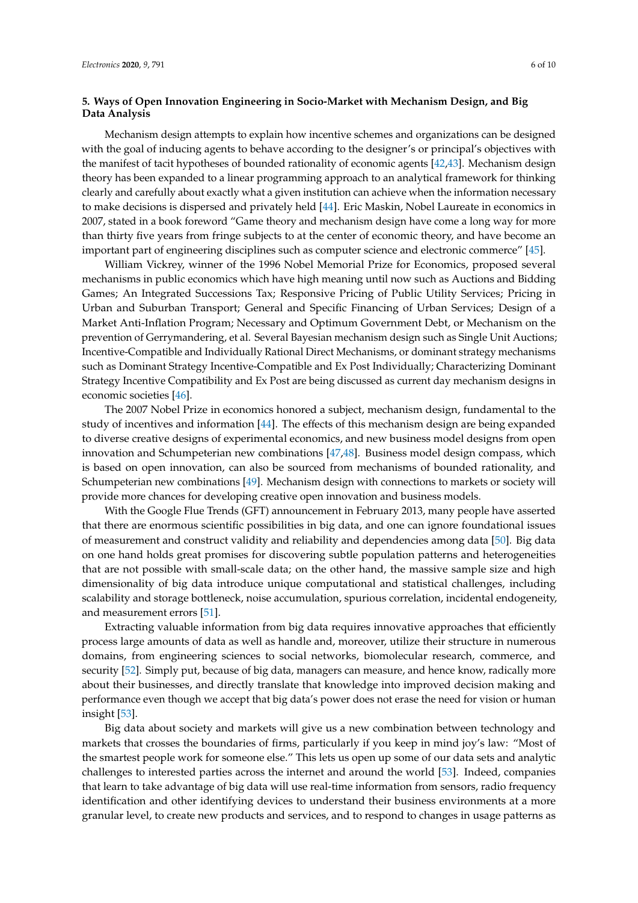## 5. Ways of Open Innovation Engineering in Socio-Market with Mechanism Design, and Big Data Analysis

Mechanism design attempts to explain how incentive schemes and organizations can be designed with the goal of inducing agents to behave according to the designer's or principal's objectives with the manifest of tacit hypotheses of bounded rationality of economic agents [42,43]. Mechanism design theory has been expanded to a linear programming approach to an analytical framework for thinking clearly and carefully about exactly what a given institution can achieve when the information necessary to make decisions is dispersed and privately held [44]. Eric Maskin, Nobel Laureate in economics in 2007, stated in a book foreword "Game theory and mechanism design have come a long way for more than thirty five years from fringe subjects to at the center of economic theory, and have become an important part of engineering disciplines such as computer science and electronic commerce" [45].

William Vickrey, winner of the 1996 Nobel Memorial Prize for Economics, proposed several mechanisms in public economics which have high meaning until now such as Auctions and Bidding Games; An Integrated Successions Tax; Responsive Pricing of Public Utility Services; Pricing in Urban and Suburban Transport; General and Specific Financing of Urban Services; Design of a Market Anti-Inflation Program; Necessary and Optimum Government Debt, or Mechanism on the prevention of Gerrymandering, et al. Several Bayesian mechanism design such as Single Unit Auctions; Incentive-Compatible and Individually Rational Direct Mechanisms, or dominant strategy mechanisms such as Dominant Strategy Incentive-Compatible and Ex Post Individually; Characterizing Dominant Strategy Incentive Compatibility and Ex Post are being discussed as current day mechanism designs in economic societies [46].

The 2007 Nobel Prize in economics honored a subject, mechanism design, fundamental to the study of incentives and information [44]. The effects of this mechanism design are being expanded to diverse creative designs of experimental economics, and new business model designs from open innovation and Schumpeterian new combinations [47,48]. Business model design compass, which is based on open innovation, can also be sourced from mechanisms of bounded rationality, and Schumpeterian new combinations [49]. Mechanism design with connections to markets or society will provide more chances for developing creative open innovation and business models.

With the Google Flue Trends (GFT) announcement in February 2013, many people have asserted that there are enormous scientific possibilities in big data, and one can ignore foundational issues of measurement and construct validity and reliability and dependencies among data [50]. Big data on one hand holds great promises for discovering subtle population patterns and heterogeneities that are not possible with small-scale data; on the other hand, the massive sample size and high dimensionality of big data introduce unique computational and statistical challenges, including scalability and storage bottleneck, noise accumulation, spurious correlation, incidental endogeneity, and measurement errors [51].

Extracting valuable information from big data requires innovative approaches that efficiently process large amounts of data as well as handle and, moreover, utilize their structure in numerous domains, from engineering sciences to social networks, biomolecular research, commerce, and security [52]. Simply put, because of big data, managers can measure, and hence know, radically more about their businesses, and directly translate that knowledge into improved decision making and performance even though we accept that big data's power does not erase the need for vision or human insight [53].

Big data about society and markets will give us a new combination between technology and markets that crosses the boundaries of firms, particularly if you keep in mind joy's law: "Most of the smartest people work for someone else." This lets us open up some of our data sets and analytic challenges to interested parties across the internet and around the world [53]. Indeed, companies that learn to take advantage of big data will use real-time information from sensors, radio frequency identification and other identifying devices to understand their business environments at a more granular level, to create new products and services, and to respond to changes in usage patterns as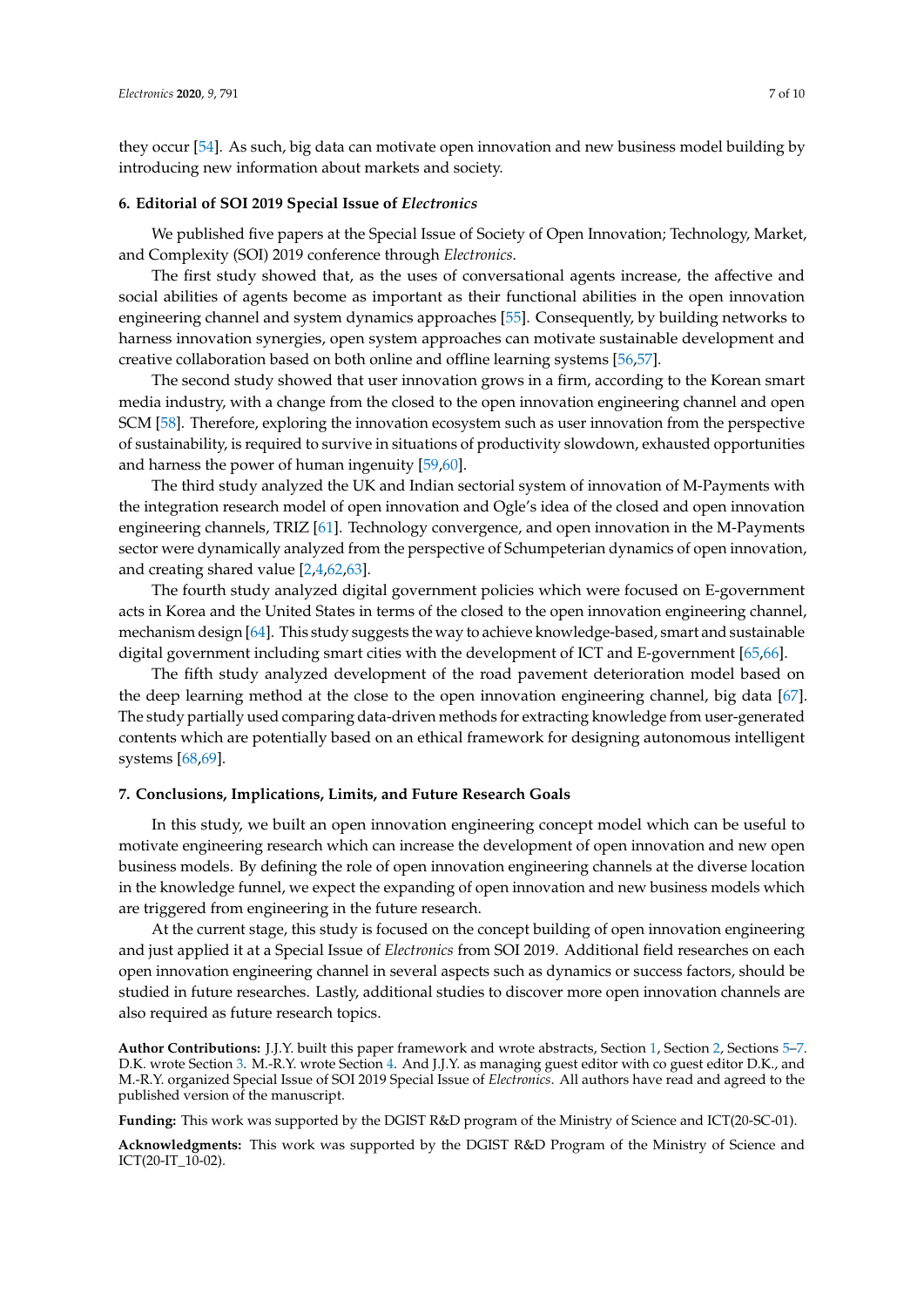they occur [54]. As such, big data can motivate open innovation and new business model building by introducing new information about markets and society.

## 6. Editorial of SOI 2019 Special Issue of *Electronics*

We published five papers at the Special Issue of Society of Open Innovation; Technology, Market, and Complexity (SOI) 2019 conference through *Electronics*.

The first study showed that, as the uses of conversational agents increase, the affective and social abilities of agents become as important as their functional abilities in the open innovation engineering channel and system dynamics approaches [55]. Consequently, by building networks to harness innovation synergies, open system approaches can motivate sustainable development and creative collaboration based on both online and offline learning systems [56,57].

The second study showed that user innovation grows in a firm, according to the Korean smart media industry, with a change from the closed to the open innovation engineering channel and open SCM [58]. Therefore, exploring the innovation ecosystem such as user innovation from the perspective of sustainability, is required to survive in situations of productivity slowdown, exhausted opportunities and harness the power of human ingenuity [59,60].

The third study analyzed the UK and Indian sectorial system of innovation of M-Payments with the integration research model of open innovation and Ogle's idea of the closed and open innovation engineering channels, TRIZ [61]. Technology convergence, and open innovation in the M-Payments sector were dynamically analyzed from the perspective of Schumpeterian dynamics of open innovation, and creating shared value [2,4,62,63].

The fourth study analyzed digital government policies which were focused on E-government acts in Korea and the United States in terms of the closed to the open innovation engineering channel, mechanism design [64]. This study suggests the way to achieve knowledge-based, smart and sustainable digital government including smart cities with the development of ICT and E-government [65,66].

The fifth study analyzed development of the road pavement deterioration model based on the deep learning method at the close to the open innovation engineering channel, big data [67]. The study partially used comparing data-driven methods for extracting knowledge from user-generated contents which are potentially based on an ethical framework for designing autonomous intelligent systems [68,69].

## 7. Conclusions, Implications, Limits, and Future Research Goals

In this study, we built an open innovation engineering concept model which can be useful to motivate engineering research which can increase the development of open innovation and new open business models. By defining the role of open innovation engineering channels at the diverse location in the knowledge funnel, we expect the expanding of open innovation and new business models which are triggered from engineering in the future research.

At the current stage, this study is focused on the concept building of open innovation engineering and just applied it at a Special Issue of *Electronics* from SOI 2019. Additional field researches on each open innovation engineering channel in several aspects such as dynamics or success factors, should be studied in future researches. Lastly, additional studies to discover more open innovation channels are also required as future research topics.

**Author Contributions:** J.J.Y. built this paper framework and wrote abstracts, Section 1, Section 2, Sections 5–7. D.K. wrote Section 3. M.-R.Y. wrote Section 4. And J.J.Y. as managing guest editor with co guest editor D.K., and M.-R.Y. organized Special Issue of SOI 2019 Special Issue of *Electronics*. All authors have read and agreed to the published version of the manuscript.

**Funding:** This work was supported by the DGIST R&D program of the Ministry of Science and ICT(20-SC-01).

**Acknowledgments:** This work was supported by the DGIST R&D Program of the Ministry of Science and ICT(20-IT_10-02).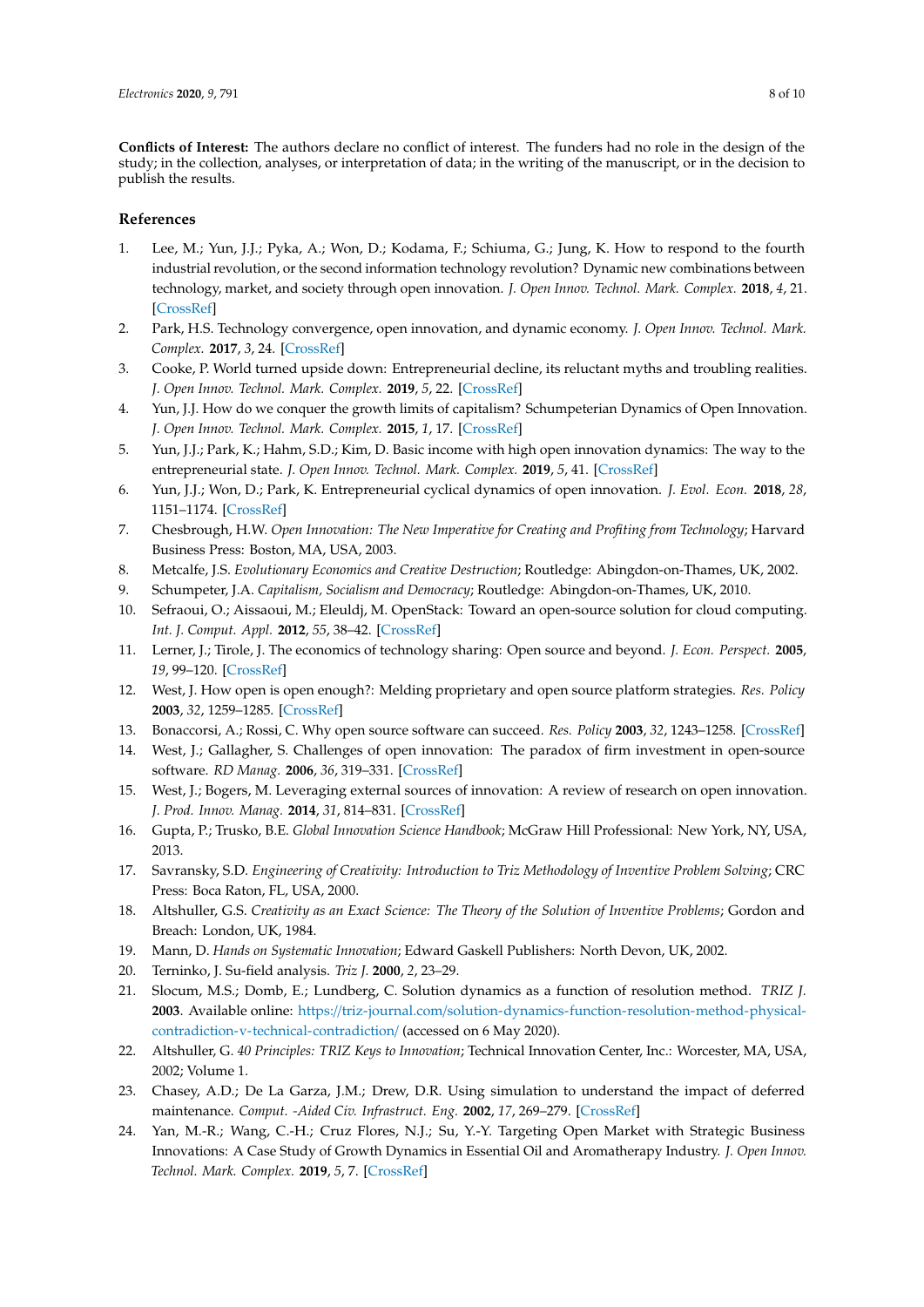**Conflicts of Interest:** The authors declare no conflict of interest. The funders had no role in the design of the study; in the collection, analyses, or interpretation of data; in the writing of the manuscript, or in the decision to publish the results.

## References

1. Lee, M.; Yun, J.J.; Pyka, A.; Won, D.; Kodama, F.; Schiuma, G.; Jung, K. How to respond to the fourth industrial revolution, or the second information technology revolution? Dynamic new combinations between technology, market, and society through open innovation. *J. Open Innov. Technol. Mark. Complex.* **2018**, *4*, 21. [CrossRef]
2. Park, H.S. Technology convergence, open innovation, and dynamic economy. *J. Open Innov. Technol. Mark. Complex.* **2017**, *3*, 24. [CrossRef]
3. Cooke, P. World turned upside down: Entrepreneurial decline, its reluctant myths and troubling realities. *J. Open Innov. Technol. Mark. Complex.* **2019**, *5*, 22. [CrossRef]
4. Yun, J.J. How do we conquer the growth limits of capitalism? Schumpeterian Dynamics of Open Innovation. *J. Open Innov. Technol. Mark. Complex.* **2015**, *1*, 17. [CrossRef]
5. Yun, J.J.; Park, K.; Hahm, S.D.; Kim, D. Basic income with high open innovation dynamics: The way to the entrepreneurial state. *J. Open Innov. Technol. Mark. Complex.* **2019**, *5*, 41. [CrossRef]
6. Yun, J.J.; Won, D.; Park, K. Entrepreneurial cyclical dynamics of open innovation. *J. Evol. Econ.* **2018**, *28*, 1151–1174. [CrossRef]
7. Chesbrough, H.W. *Open Innovation: The New Imperative for Creating and Profiting from Technology*; Harvard Business Press: Boston, MA, USA, 2003.
8. Metcalfe, J.S. *Evolutionary Economics and Creative Destruction*; Routledge: Abingdon-on-Thames, UK, 2002.
9. Schumpeter, J.A. *Capitalism, Socialism and Democracy*; Routledge: Abingdon-on-Thames, UK, 2010.
10. Sefraoui, O.; Aissaoui, M.; Eleuldj, M. OpenStack: Toward an open-source solution for cloud computing. *Int. J. Comput. Appl.* **2012**, *55*, 38–42. [CrossRef]
11. Lerner, J.; Tirole, J. The economics of technology sharing: Open source and beyond. *J. Econ. Perspect.* **2005**, *19*, 99–120. [CrossRef]
12. West, J. How open is open enough?: Melding proprietary and open source platform strategies. *Res. Policy* **2003**, *32*, 1259–1285. [CrossRef]
13. Bonaccorsi, A.; Rossi, C. Why open source software can succeed. *Res. Policy* **2003**, *32*, 1243–1258. [CrossRef]
14. West, J.; Gallagher, S. Challenges of open innovation: The paradox of firm investment in open-source software. *RD Manag.* **2006**, *36*, 319–331. [CrossRef]
15. West, J.; Bogers, M. Leveraging external sources of innovation: A review of research on open innovation. *J. Prod. Innov. Manag.* **2014**, *31*, 814–831. [CrossRef]
16. Gupta, P.; Trusko, B.E. *Global Innovation Science Handbook*; McGraw Hill Professional: New York, NY, USA, 2013.
17. Savransky, S.D. *Engineering of Creativity: Introduction to Triz Methodology of Inventive Problem Solving*; CRC Press: Boca Raton, FL, USA, 2000.
18. Altshuller, G.S. *Creativity as an Exact Science: The Theory of the Solution of Inventive Problems*; Gordon and Breach: London, UK, 1984.
19. Mann, D. *Hands on Systematic Innovation*; Edward Gaskell Publishers: North Devon, UK, 2002.
20. Terninko, J. Su-field analysis. *Triz J.* **2000**, *2*, 23–29.
21. Slocum, M.S.; Domb, E.; Lundberg, C. Solution dynamics as a function of resolution method. *TRIZ J.* **2003**. Available online: https://triz-journal.com/solution-dynamics-function-resolution-method-physical-contradiction-v-technical-contradiction/ (accessed on 6 May 2020).
22. Altshuller, G. *40 Principles: TRIZ Keys to Innovation*; Technical Innovation Center, Inc.: Worcester, MA, USA, 2002; Volume 1.
23. Chasey, A.D.; De La Garza, J.M.; Drew, D.R. Using simulation to understand the impact of deferred maintenance. *Comput. -Aided Civ. Infrastruct. Eng.* **2002**, *17*, 269–279. [CrossRef]
24. Yan, M.-R.; Wang, C.-H.; Cruz Flores, N.J.; Su, Y.-Y. Targeting Open Market with Strategic Business Innovations: A Case Study of Growth Dynamics in Essential Oil and Aromatherapy Industry. *J. Open Innov. Technol. Mark. Complex.* **2019**, *5*, 7. [CrossRef]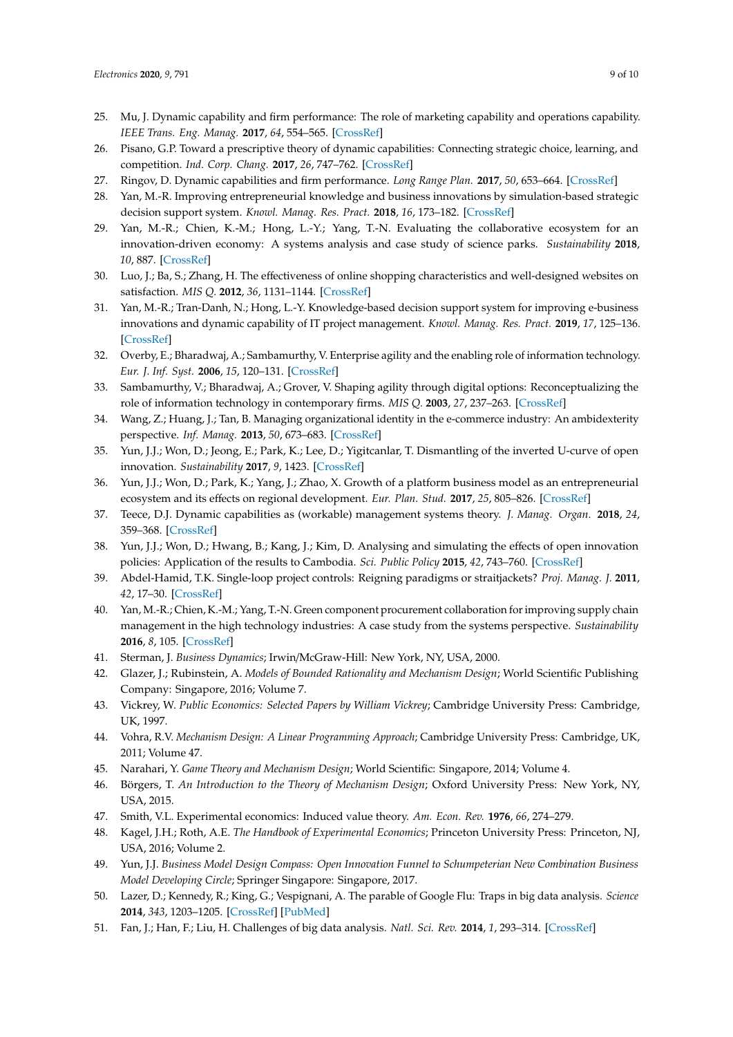25. Mu, J. Dynamic capability and firm performance: The role of marketing capability and operations capability. *IEEE Trans. Eng. Manag.* **2017**, *64*, 554–565. [CrossRef]
26. Pisano, G.P. Toward a prescriptive theory of dynamic capabilities: Connecting strategic choice, learning, and competition. *Ind. Corp. Chang.* **2017**, *26*, 747–762. [CrossRef]
27. Ringov, D. Dynamic capabilities and firm performance. *Long Range Plan.* **2017**, *50*, 653–664. [CrossRef]
28. Yan, M.-R. Improving entrepreneurial knowledge and business innovations by simulation-based strategic decision support system. *Knowl. Manag. Res. Pract.* **2018**, *16*, 173–182. [CrossRef]
29. Yan, M.-R.; Chien, K.-M.; Hong, L.-Y.; Yang, T.-N. Evaluating the collaborative ecosystem for an innovation-driven economy: A systems analysis and case study of science parks. *Sustainability* **2018**, *10*, 887. [CrossRef]
30. Luo, J.; Ba, S.; Zhang, H. The effectiveness of online shopping characteristics and well-designed websites on satisfaction. *MIS Q.* **2012**, *36*, 1131–1144. [CrossRef]
31. Yan, M.-R.; Tran-Danh, N.; Hong, L.-Y. Knowledge-based decision support system for improving e-business innovations and dynamic capability of IT project management. *Knowl. Manag. Res. Pract.* **2019**, *17*, 125–136. [CrossRef]
32. Overby, E.; Bharadwaj, A.; Sambamurthy, V. Enterprise agility and the enabling role of information technology. *Eur. J. Inf. Syst.* **2006**, *15*, 120–131. [CrossRef]
33. Sambamurthy, V.; Bharadwaj, A.; Grover, V. Shaping agility through digital options: Reconceptualizing the role of information technology in contemporary firms. *MIS Q.* **2003**, *27*, 237–263. [CrossRef]
34. Wang, Z.; Huang, J.; Tan, B. Managing organizational identity in the e-commerce industry: An ambidexterity perspective. *Inf. Manag.* **2013**, *50*, 673–683. [CrossRef]
35. Yun, J.J.; Won, D.; Jeong, E.; Park, K.; Lee, D.; Yigitcanlar, T. Dismantling of the inverted U-curve of open innovation. *Sustainability* **2017**, *9*, 1423. [CrossRef]
36. Yun, J.J.; Won, D.; Park, K.; Yang, J.; Zhao, X. Growth of a platform business model as an entrepreneurial ecosystem and its effects on regional development. *Eur. Plan. Stud.* **2017**, *25*, 805–826. [CrossRef]
37. Teece, D.J. Dynamic capabilities as (workable) management systems theory. *J. Manag. Organ.* **2018**, *24*, 359–368. [CrossRef]
38. Yun, J.J.; Won, D.; Hwang, B.; Kang, J.; Kim, D. Analysing and simulating the effects of open innovation policies: Application of the results to Cambodia. *Sci. Public Policy* **2015**, *42*, 743–760. [CrossRef]
39. Abdel-Hamid, T.K. Single-loop project controls: Reigning paradigms or straitjackets? *Proj. Manag. J.* **2011**, *42*, 17–30. [CrossRef]
40. Yan, M.-R.; Chien, K.-M.; Yang, T.-N. Green component procurement collaboration for improving supply chain management in the high technology industries: A case study from the systems perspective. *Sustainability* **2016**, *8*, 105. [CrossRef]
41. Sterman, J. *Business Dynamics*; Irwin/McGraw-Hill: New York, NY, USA, 2000.
42. Glazer, J.; Rubinstein, A. *Models of Bounded Rationality and Mechanism Design*; World Scientific Publishing Company: Singapore, 2016; Volume 7.
43. Vickrey, W. *Public Economics: Selected Papers by William Vickrey*; Cambridge University Press: Cambridge, UK, 1997.
44. Vohra, R.V. *Mechanism Design: A Linear Programming Approach*; Cambridge University Press: Cambridge, UK, 2011; Volume 47.
45. Narahari, Y. *Game Theory and Mechanism Design*; World Scientific: Singapore, 2014; Volume 4.
46. Börgers, T. *An Introduction to the Theory of Mechanism Design*; Oxford University Press: New York, NY, USA, 2015.
47. Smith, V.L. Experimental economics: Induced value theory. *Am. Econ. Rev.* **1976**, *66*, 274–279.
48. Kagel, J.H.; Roth, A.E. *The Handbook of Experimental Economics*; Princeton University Press: Princeton, NJ, USA, 2016; Volume 2.
49. Yun, J.J. *Business Model Design Compass: Open Innovation Funnel to Schumpeterian New Combination Business Model Developing Circle*; Springer Singapore: Singapore, 2017.
50. Lazer, D.; Kennedy, R.; King, G.; Vespignani, A. The parable of Google Flu: Traps in big data analysis. *Science* **2014**, *343*, 1203–1205. [CrossRef] [PubMed]
51. Fan, J.; Han, F.; Liu, H. Challenges of big data analysis. *Natl. Sci. Rev.* **2014**, *1*, 293–314. [CrossRef]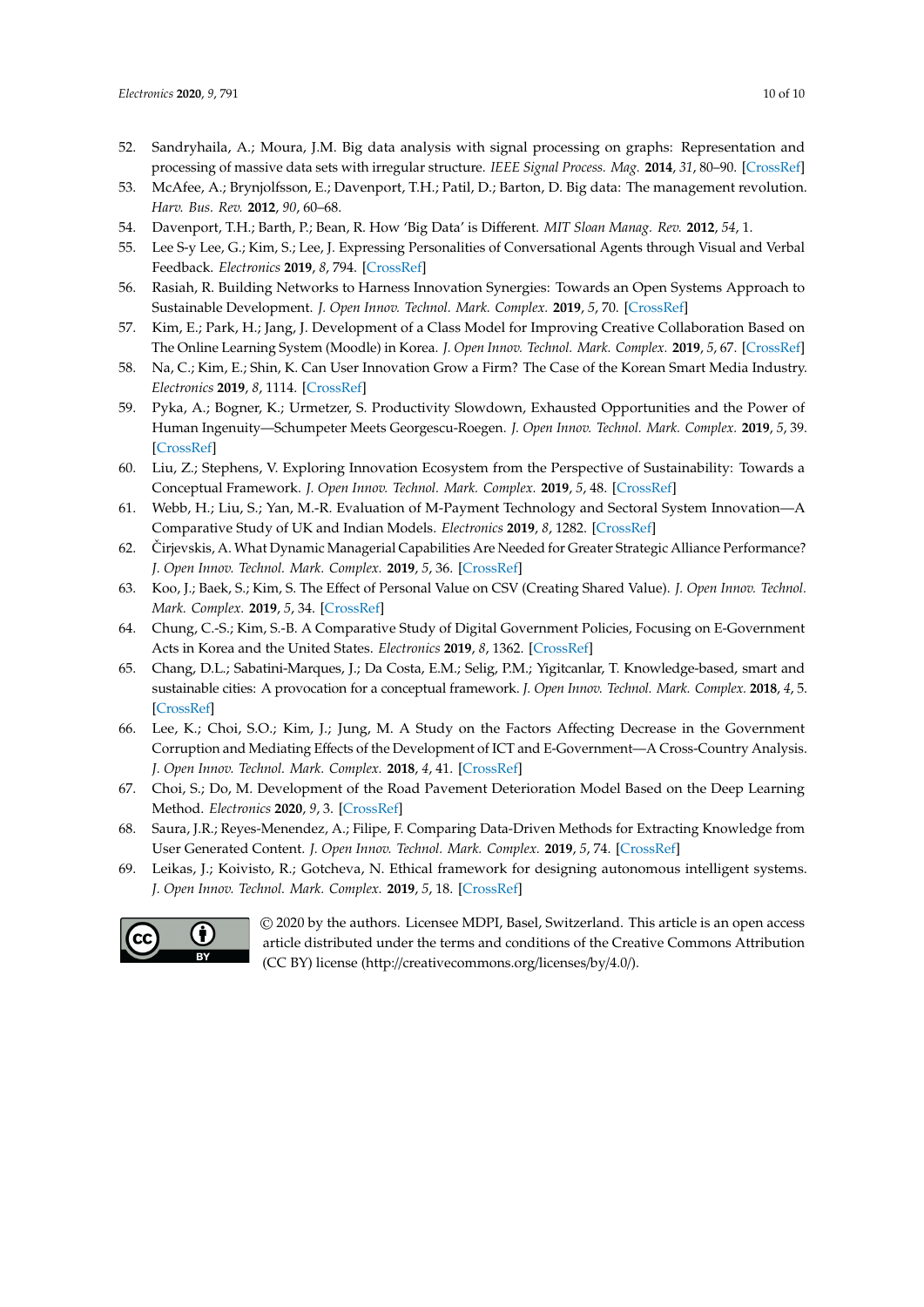52. Sandryhaila, A.; Moura, J.M. Big data analysis with signal processing on graphs: Representation and processing of massive data sets with irregular structure. *IEEE Signal Process. Mag.* **2014**, *31*, 80–90. [CrossRef]
53. McAfee, A.; Brynjolfsson, E.; Davenport, T.H.; Patil, D.; Barton, D. Big data: The management revolution. *Harv. Bus. Rev.* **2012**, *90*, 60–68.
54. Davenport, T.H.; Barth, P.; Bean, R. How 'Big Data' is Different. *MIT Sloan Manag. Rev.* **2012**, *54*, 1.
55. Lee S-y Lee, G.; Kim, S.; Lee, J. Expressing Personalities of Conversational Agents through Visual and Verbal Feedback. *Electronics* **2019**, *8*, 794. [CrossRef]
56. Rasiah, R. Building Networks to Harness Innovation Synergies: Towards an Open Systems Approach to Sustainable Development. *J. Open Innov. Technol. Mark. Complex.* **2019**, *5*, 70. [CrossRef]
57. Kim, E.; Park, H.; Jang, J. Development of a Class Model for Improving Creative Collaboration Based on The Online Learning System (Moodle) in Korea. *J. Open Innov. Technol. Mark. Complex.* **2019**, *5*, 67. [CrossRef]
58. Na, C.; Kim, E.; Shin, K. Can User Innovation Grow a Firm? The Case of the Korean Smart Media Industry. *Electronics* **2019**, *8*, 1114. [CrossRef]
59. Pyka, A.; Bogner, K.; Urmetzer, S. Productivity Slowdown, Exhausted Opportunities and the Power of Human Ingenuity—Schumpeter Meets Georgescu-Roegen. *J. Open Innov. Technol. Mark. Complex.* **2019**, *5*, 39. [CrossRef]
60. Liu, Z.; Stephens, V. Exploring Innovation Ecosystem from the Perspective of Sustainability: Towards a Conceptual Framework. *J. Open Innov. Technol. Mark. Complex.* **2019**, *5*, 48. [CrossRef]
61. Webb, H.; Liu, S.; Yan, M.-R. Evaluation of M-Payment Technology and Sectoral System Innovation—A Comparative Study of UK and Indian Models. *Electronics* **2019**, *8*, 1282. [CrossRef]
62. Čirjevskis, A. What Dynamic Managerial Capabilities Are Needed for Greater Strategic Alliance Performance? *J. Open Innov. Technol. Mark. Complex.* **2019**, *5*, 36. [CrossRef]
63. Koo, J.; Baek, S.; Kim, S. The Effect of Personal Value on CSV (Creating Shared Value). *J. Open Innov. Technol. Mark. Complex.* **2019**, *5*, 34. [CrossRef]
64. Chung, C.-S.; Kim, S.-B. A Comparative Study of Digital Government Policies, Focusing on E-Government Acts in Korea and the United States. *Electronics* **2019**, *8*, 1362. [CrossRef]
65. Chang, D.L.; Sabatini-Marques, J.; Da Costa, E.M.; Selig, P.M.; Yigitcanlar, T. Knowledge-based, smart and sustainable cities: A provocation for a conceptual framework. *J. Open Innov. Technol. Mark. Complex.* **2018**, *4*, 5. [CrossRef]
66. Lee, K.; Choi, S.O.; Kim, J.; Jung, M. A Study on the Factors Affecting Decrease in the Government Corruption and Mediating Effects of the Development of ICT and E-Government—A Cross-Country Analysis. *J. Open Innov. Technol. Mark. Complex.* **2018**, *4*, 41. [CrossRef]
67. Choi, S.; Do, M. Development of the Road Pavement Deterioration Model Based on the Deep Learning Method. *Electronics* **2020**, *9*, 3. [CrossRef]
68. Saura, J.R.; Reyes-Menendez, A.; Filipe, F. Comparing Data-Driven Methods for Extracting Knowledge from User Generated Content. *J. Open Innov. Technol. Mark. Complex.* **2019**, *5*, 74. [CrossRef]
69. Leikas, J.; Koivisto, R.; Gotcheva, N. Ethical framework for designing autonomous intelligent systems. *J. Open Innov. Technol. Mark. Complex.* **2019**, *5*, 18. [CrossRef]

© 2020 by the authors. Licensee MDPI, Basel, Switzerland. This article is an open access article distributed under the terms and conditions of the Creative Commons Attribution (CC BY) license (http://creativecommons.org/licenses/by/4.0/).